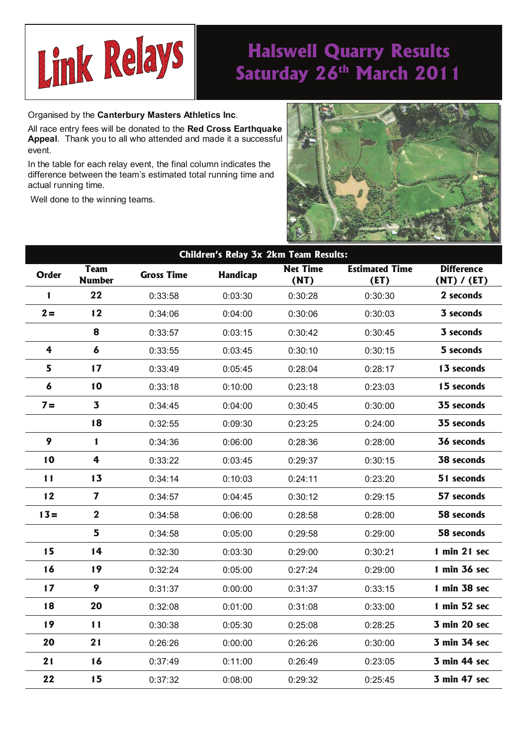# Link Relays

## Halswell Quarry Results Saturday 26th March 2011

Organised by the **Canterbury Masters Athletics Inc**.

All race entry fees will be donated to the **Red Cross Earthquake Appeal**. Thank you to all who attended and made it a successful event.

In the table for each relay event, the final column indicates the difference between the team's estimated total running time and actual running time.

Well done to the winning teams.

**Children's Relay 3x 2km Team Results:**

| Order | Team Number | Gross Time | Handicap | Net Time (NT) | Estimated Time (ET) | Difference (NT) / (ET) |
|---|---|---|---|---|---|---|
| 1 | 22 | 0:33:58 | 0:03:30 | 0:30:28 | 0:30:30 | 2 seconds |
| 2= | 12 | 0:34:06 | 0:04:00 | 0:30:06 | 0:30:03 | 3 seconds |
| | 8 | 0:33:57 | 0:03:15 | 0:30:42 | 0:30:45 | 3 seconds |
| 4 | 6 | 0:33:55 | 0:03:45 | 0:30:10 | 0:30:15 | 5 seconds |
| 5 | 17 | 0:33:49 | 0:05:45 | 0:28:04 | 0:28:17 | 13 seconds |
| 6 | 10 | 0:33:18 | 0:10:00 | 0:23:18 | 0:23:03 | 15 seconds |
| 7= | 3 | 0:34:45 | 0:04:00 | 0:30:45 | 0:30:00 | 35 seconds |
| | 18 | 0:32:55 | 0:09:30 | 0:23:25 | 0:24:00 | 35 seconds |
| 9 | 1 | 0:34:36 | 0:06:00 | 0:28:36 | 0:28:00 | 36 seconds |
| 10 | 4 | 0:33:22 | 0:03:45 | 0:29:37 | 0:30:15 | 38 seconds |
| 11 | 13 | 0:34:14 | 0:10:03 | 0:24:11 | 0:23:20 | 51 seconds |
| 12 | 7 | 0:34:57 | 0:04:45 | 0:30:12 | 0:29:15 | 57 seconds |
| 13= | 2 | 0:34:58 | 0:06:00 | 0:28:58 | 0:28:00 | 58 seconds |
| | 5 | 0:34:58 | 0:05:00 | 0:29:58 | 0:29:00 | 58 seconds |
| 15 | 14 | 0:32:30 | 0:03:30 | 0:29:00 | 0:30:21 | 1 min 21 sec |
| 16 | 19 | 0:32:24 | 0:05:00 | 0:27:24 | 0:29:00 | 1 min 36 sec |
| 17 | 9 | 0:31:37 | 0:00:00 | 0:31:37 | 0:33:15 | 1 min 38 sec |
| 18 | 20 | 0:32:08 | 0:01:00 | 0:31:08 | 0:33:00 | 1 min 52 sec |
| 19 | 11 | 0:30:38 | 0:05:30 | 0:25:08 | 0:28:25 | 3 min 20 sec |
| 20 | 21 | 0:26:26 | 0:00:00 | 0:26:26 | 0:30:00 | 3 min 34 sec |
| 21 | 16 | 0:37:49 | 0:11:00 | 0:26:49 | 0:23:05 | 3 min 44 sec |
| 22 | 15 | 0:37:32 | 0:08:00 | 0:29:32 | 0:25:45 | 3 min 47 sec |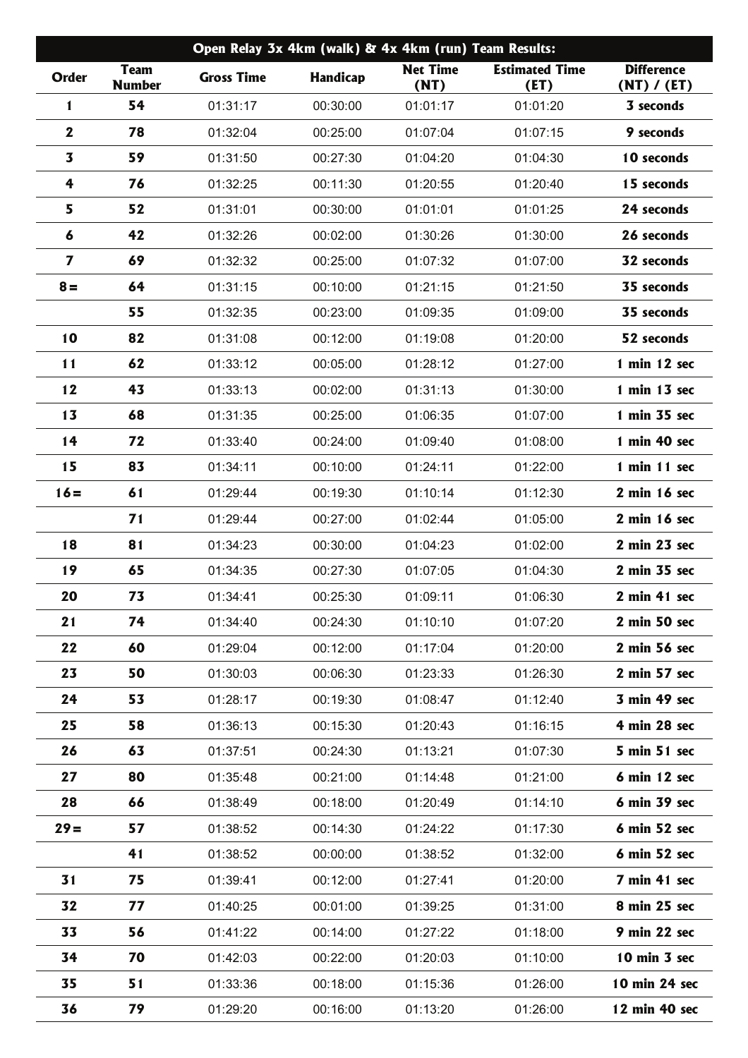| Open Relay 3x 4km (walk) & 4x 4km (run) Team Results: | | | | | | |
|---|---|---|---|---|---|---|
| **Order** | **Team Number** | **Gross Time** | **Handicap** | **Net Time (NT)** | **Estimated Time (ET)** | **Difference (NT) / (ET)** |
| **1** | **54** | 01:31:17 | 00:30:00 | 01:01:17 | 01:01:20 | **3 seconds** |
| **2** | **78** | 01:32:04 | 00:25:00 | 01:07:04 | 01:07:15 | **9 seconds** |
| **3** | **59** | 01:31:50 | 00:27:30 | 01:04:20 | 01:04:30 | **10 seconds** |
| **4** | **76** | 01:32:25 | 00:11:30 | 01:20:55 | 01:20:40 | **15 seconds** |
| **5** | **52** | 01:31:01 | 00:30:00 | 01:01:01 | 01:01:25 | **24 seconds** |
| **6** | **42** | 01:32:26 | 00:02:00 | 01:30:26 | 01:30:00 | **26 seconds** |
| **7** | **69** | 01:32:32 | 00:25:00 | 01:07:32 | 01:07:00 | **32 seconds** |
| **8 =** | **64** | 01:31:15 | 00:10:00 | 01:21:15 | 01:21:50 | **35 seconds** |
| | **55** | 01:32:35 | 00:23:00 | 01:09:35 | 01:09:00 | **35 seconds** |
| **10** | **82** | 01:31:08 | 00:12:00 | 01:19:08 | 01:20:00 | **52 seconds** |
| **11** | **62** | 01:33:12 | 00:05:00 | 01:28:12 | 01:27:00 | **1 min 12 sec** |
| **12** | **43** | 01:33:13 | 00:02:00 | 01:31:13 | 01:30:00 | **1 min 13 sec** |
| **13** | **68** | 01:31:35 | 00:25:00 | 01:06:35 | 01:07:00 | **1 min 35 sec** |
| **14** | **72** | 01:33:40 | 00:24:00 | 01:09:40 | 01:08:00 | **1 min 40 sec** |
| **15** | **83** | 01:34:11 | 00:10:00 | 01:24:11 | 01:22:00 | **1 min 11 sec** |
| **16 =** | **61** | 01:29:44 | 00:19:30 | 01:10:14 | 01:12:30 | **2 min 16 sec** |
| | **71** | 01:29:44 | 00:27:00 | 01:02:44 | 01:05:00 | **2 min 16 sec** |
| **18** | **81** | 01:34:23 | 00:30:00 | 01:04:23 | 01:02:00 | **2 min 23 sec** |
| **19** | **65** | 01:34:35 | 00:27:30 | 01:07:05 | 01:04:30 | **2 min 35 sec** |
| **20** | **73** | 01:34:41 | 00:25:30 | 01:09:11 | 01:06:30 | **2 min 41 sec** |
| **21** | **74** | 01:34:40 | 00:24:30 | 01:10:10 | 01:07:20 | **2 min 50 sec** |
| **22** | **60** | 01:29:04 | 00:12:00 | 01:17:04 | 01:20:00 | **2 min 56 sec** |
| **23** | **50** | 01:30:03 | 00:06:30 | 01:23:33 | 01:26:30 | **2 min 57 sec** |
| **24** | **53** | 01:28:17 | 00:19:30 | 01:08:47 | 01:12:40 | **3 min 49 sec** |
| **25** | **58** | 01:36:13 | 00:15:30 | 01:20:43 | 01:16:15 | **4 min 28 sec** |
| **26** | **63** | 01:37:51 | 00:24:30 | 01:13:21 | 01:07:30 | **5 min 51 sec** |
| **27** | **80** | 01:35:48 | 00:21:00 | 01:14:48 | 01:21:00 | **6 min 12 sec** |
| **28** | **66** | 01:38:49 | 00:18:00 | 01:20:49 | 01:14:10 | **6 min 39 sec** |
| **29 =** | **57** | 01:38:52 | 00:14:30 | 01:24:22 | 01:17:30 | **6 min 52 sec** |
| | **41** | 01:38:52 | 00:00:00 | 01:38:52 | 01:32:00 | **6 min 52 sec** |
| **31** | **75** | 01:39:41 | 00:12:00 | 01:27:41 | 01:20:00 | **7 min 41 sec** |
| **32** | **77** | 01:40:25 | 00:01:00 | 01:39:25 | 01:31:00 | **8 min 25 sec** |
| **33** | **56** | 01:41:22 | 00:14:00 | 01:27:22 | 01:18:00 | **9 min 22 sec** |
| **34** | **70** | 01:42:03 | 00:22:00 | 01:20:03 | 01:10:00 | **10 min 3 sec** |
| **35** | **51** | 01:33:36 | 00:18:00 | 01:15:36 | 01:26:00 | **10 min 24 sec** |
| **36** | **79** | 01:29:20 | 00:16:00 | 01:13:20 | 01:26:00 | **12 min 40 sec** |